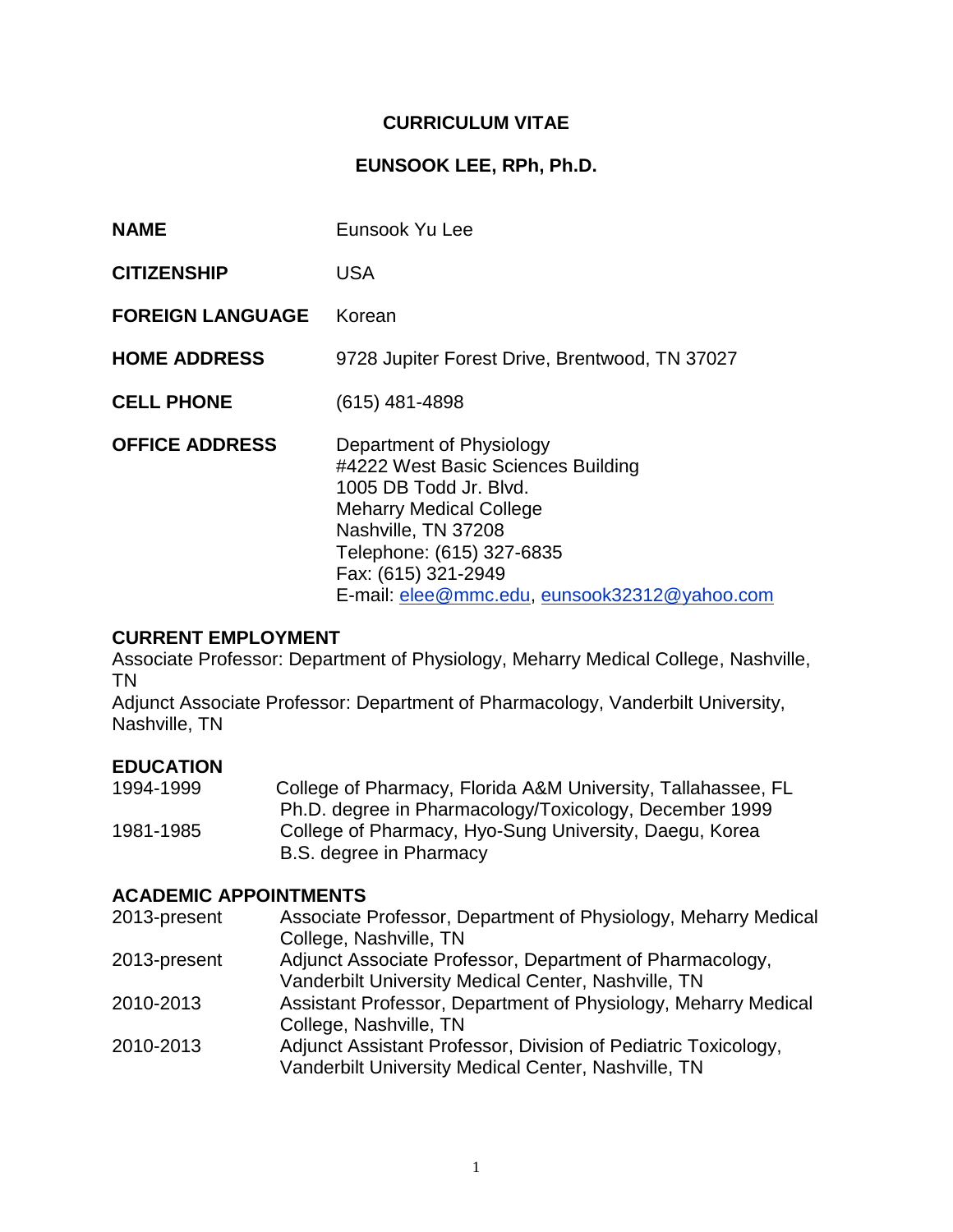# CURRICULUM VITAE

## EUNSOOK LEE, RPh, Ph.D.

| | |
|---|---|
| **NAME** | Eunsook Yu Lee |
| **CITIZENSHIP** | USA |
| **FOREIGN LANGUAGE** | Korean |
| **HOME ADDRESS** | 9728 Jupiter Forest Drive, Brentwood, TN 37027 |
| **CELL PHONE** | (615) 481-4898 |
| **OFFICE ADDRESS** | Department of Physiology<br>#4222 West Basic Sciences Building<br>1005 DB Todd Jr. Blvd.<br>Meharry Medical College<br>Nashville, TN 37208<br>Telephone: (615) 327-6835<br>Fax: (615) 321-2949<br>E-mail: elee@mmc.edu, eunsook32312@yahoo.com |

### CURRENT EMPLOYMENT

Associate Professor: Department of Physiology, Meharry Medical College, Nashville, TN

Adjunct Associate Professor: Department of Pharmacology, Vanderbilt University, Nashville, TN

### EDUCATION

| | |
|---|---|
| 1994-1999 | College of Pharmacy, Florida A&M University, Tallahassee, FL<br>Ph.D. degree in Pharmacology/Toxicology, December 1999 |
| 1981-1985 | College of Pharmacy, Hyo-Sung University, Daegu, Korea<br>B.S. degree in Pharmacy |

### ACADEMIC APPOINTMENTS

| | |
|---|---|
| 2013-present | Associate Professor, Department of Physiology, Meharry Medical College, Nashville, TN |
| 2013-present | Adjunct Associate Professor, Department of Pharmacology, Vanderbilt University Medical Center, Nashville, TN |
| 2010-2013 | Assistant Professor, Department of Physiology, Meharry Medical College, Nashville, TN |
| 2010-2013 | Adjunct Assistant Professor, Division of Pediatric Toxicology, Vanderbilt University Medical Center, Nashville, TN |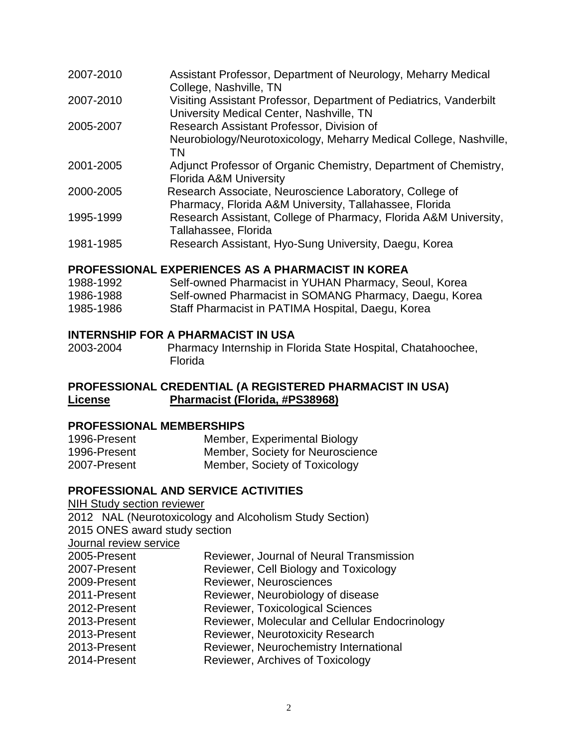| | |
|---|---|
| 2007-2010 | Assistant Professor, Department of Neurology, Meharry Medical College, Nashville, TN |
| 2007-2010 | Visiting Assistant Professor, Department of Pediatrics, Vanderbilt University Medical Center, Nashville, TN |
| 2005-2007 | Research Assistant Professor, Division of Neurobiology/Neurotoxicology, Meharry Medical College, Nashville, TN |
| 2001-2005 | Adjunct Professor of Organic Chemistry, Department of Chemistry, Florida A&M University |
| 2000-2005 | Research Associate, Neuroscience Laboratory, College of Pharmacy, Florida A&M University, Tallahassee, Florida |
| 1995-1999 | Research Assistant, College of Pharmacy, Florida A&M University, Tallahassee, Florida |
| 1981-1985 | Research Assistant, Hyo-Sung University, Daegu, Korea |

## PROFESSIONAL EXPERIENCES AS A PHARMACIST IN KOREA

| | |
|---|---|
| 1988-1992 | Self-owned Pharmacist in YUHAN Pharmacy, Seoul, Korea |
| 1986-1988 | Self-owned Pharmacist in SOMANG Pharmacy, Daegu, Korea |
| 1985-1986 | Staff Pharmacist in PATIMA Hospital, Daegu, Korea |

## INTERNSHIP FOR A PHARMACIST IN USA

| | |
|---|---|
| 2003-2004 | Pharmacy Internship in Florida State Hospital, Chatahoochee, Florida |

## PROFESSIONAL CREDENTIAL (A REGISTERED PHARMACIST IN USA)

**License** **Pharmacist (Florida, #PS38968)**

## PROFESSIONAL MEMBERSHIPS

| | |
|---|---|
| 1996-Present | Member, Experimental Biology |
| 1996-Present | Member, Society for Neuroscience |
| 2007-Present | Member, Society of Toxicology |

## PROFESSIONAL AND SERVICE ACTIVITIES

NIH Study section reviewer

2012 NAL (Neurotoxicology and Alcoholism Study Section)

2015 ONES award study section

Journal review service

| | |
|---|---|
| 2005-Present | Reviewer, Journal of Neural Transmission |
| 2007-Present | Reviewer, Cell Biology and Toxicology |
| 2009-Present | Reviewer, Neurosciences |
| 2011-Present | Reviewer, Neurobiology of disease |
| 2012-Present | Reviewer, Toxicological Sciences |
| 2013-Present | Reviewer, Molecular and Cellular Endocrinology |
| 2013-Present | Reviewer, Neurotoxicity Research |
| 2013-Present | Reviewer, Neurochemistry International |
| 2014-Present | Reviewer, Archives of Toxicology |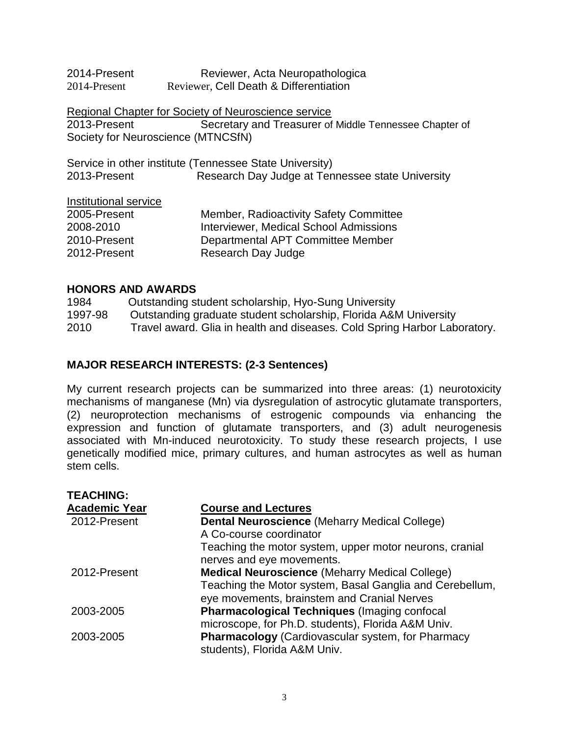2014-Present Reviewer, Acta Neuropathologica
2014-Present Reviewer, Cell Death & Differentiation

Regional Chapter for Society of Neuroscience service
2013-Present Secretary and Treasurer of Middle Tennessee Chapter of Society for Neuroscience (MTNCSfN)

Service in other institute (Tennessee State University)
2013-Present Research Day Judge at Tennessee state University

Institutional service

| | |
|---|---|
| 2005-Present | Member, Radioactivity Safety Committee |
| 2008-2010 | Interviewer, Medical School Admissions |
| 2010-Present | Departmental APT Committee Member |
| 2012-Present | Research Day Judge |

## HONORS AND AWARDS

| | |
|---|---|
| 1984 | Outstanding student scholarship, Hyo-Sung University |
| 1997-98 | Outstanding graduate student scholarship, Florida A&M University |
| 2010 | Travel award. Glia in health and diseases. Cold Spring Harbor Laboratory. |

## MAJOR RESEARCH INTERESTS: (2-3 Sentences)

My current research projects can be summarized into three areas: (1) neurotoxicity mechanisms of manganese (Mn) via dysregulation of astrocytic glutamate transporters, (2) neuroprotection mechanisms of estrogenic compounds via enhancing the expression and function of glutamate transporters, and (3) adult neurogenesis associated with Mn-induced neurotoxicity. To study these research projects, I use genetically modified mice, primary cultures, and human astrocytes as well as human stem cells.

## TEACHING:

| Academic Year | Course and Lectures |
|---|---|
| 2012-Present | **Dental Neuroscience** (Meharry Medical College) A Co-course coordinator Teaching the motor system, upper motor neurons, cranial nerves and eye movements. |
| 2012-Present | **Medical Neuroscience** (Meharry Medical College) Teaching the Motor system, Basal Ganglia and Cerebellum, eye movements, brainstem and Cranial Nerves |
| 2003-2005 | **Pharmacological Techniques** (Imaging confocal microscope, for Ph.D. students), Florida A&M Univ. |
| 2003-2005 | **Pharmacology** (Cardiovascular system, for Pharmacy students), Florida A&M Univ. |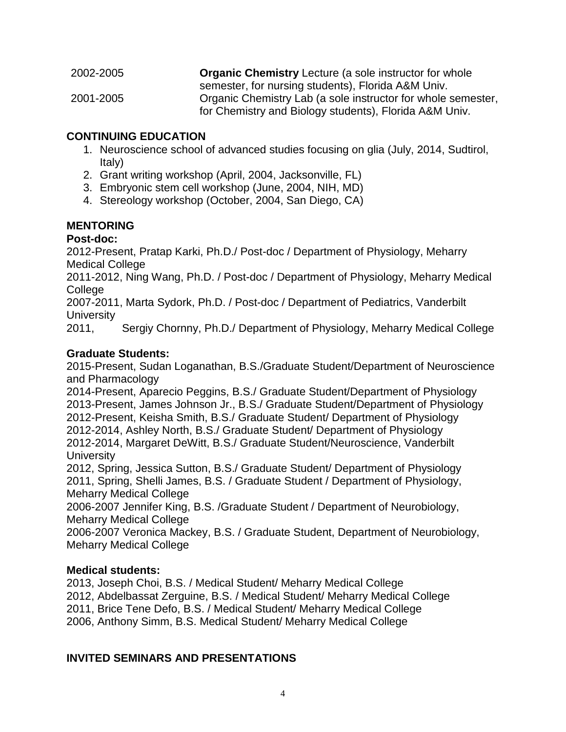2002-2005 **Organic Chemistry** Lecture (a sole instructor for whole semester, for nursing students), Florida A&M Univ.

2001-2005 Organic Chemistry Lab (a sole instructor for whole semester, for Chemistry and Biology students), Florida A&M Univ.

## CONTINUING EDUCATION

1. Neuroscience school of advanced studies focusing on glia (July, 2014, Sudtirol, Italy)
2. Grant writing workshop (April, 2004, Jacksonville, FL)
3. Embryonic stem cell workshop (June, 2004, NIH, MD)
4. Stereology workshop (October, 2004, San Diego, CA)

## MENTORING

### Post-doc:

2012-Present, Pratap Karki, Ph.D./ Post-doc / Department of Physiology, Meharry Medical College

2011-2012, Ning Wang, Ph.D. / Post-doc / Department of Physiology, Meharry Medical College

2007-2011, Marta Sydork, Ph.D. / Post-doc / Department of Pediatrics, Vanderbilt University

2011, Sergiy Chornny, Ph.D./ Department of Physiology, Meharry Medical College

### Graduate Students:

2015-Present, Sudan Loganathan, B.S./Graduate Student/Department of Neuroscience and Pharmacology

2014-Present, Aparecio Peggins, B.S./ Graduate Student/Department of Physiology

2013-Present, James Johnson Jr., B.S./ Graduate Student/Department of Physiology

2012-Present, Keisha Smith, B.S./ Graduate Student/ Department of Physiology

2012-2014, Ashley North, B.S./ Graduate Student/ Department of Physiology

2012-2014, Margaret DeWitt, B.S./ Graduate Student/Neuroscience, Vanderbilt University

2012, Spring, Jessica Sutton, B.S./ Graduate Student/ Department of Physiology

2011, Spring, Shelli James, B.S. / Graduate Student / Department of Physiology, Meharry Medical College

2006-2007 Jennifer King, B.S. /Graduate Student / Department of Neurobiology, Meharry Medical College

2006-2007 Veronica Mackey, B.S. / Graduate Student, Department of Neurobiology, Meharry Medical College

### Medical students:

2013, Joseph Choi, B.S. / Medical Student/ Meharry Medical College

2012, Abdelbassat Zerguine, B.S. / Medical Student/ Meharry Medical College

2011, Brice Tene Defo, B.S. / Medical Student/ Meharry Medical College

2006, Anthony Simm, B.S. Medical Student/ Meharry Medical College

## INVITED SEMINARS AND PRESENTATIONS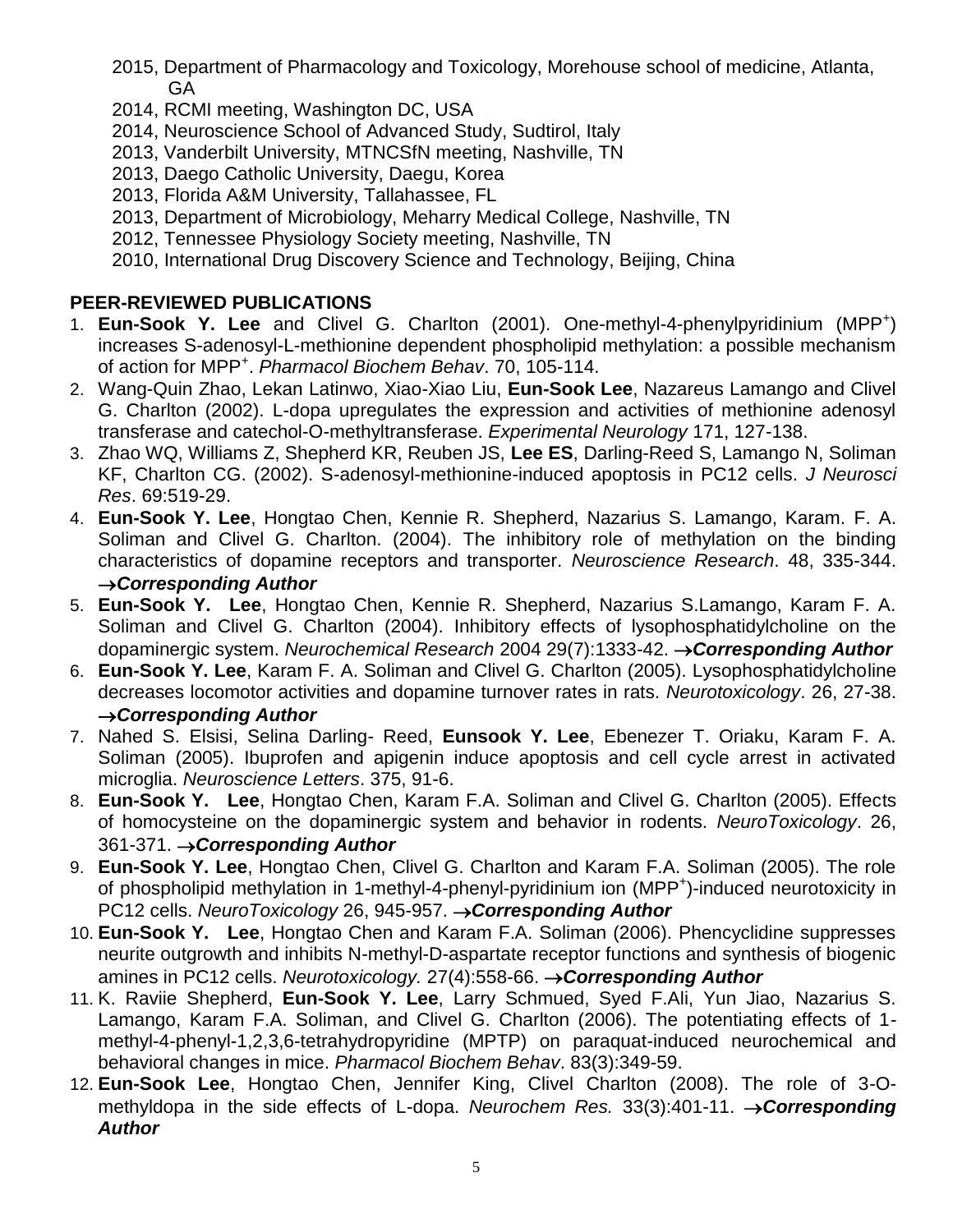- 2015, Department of Pharmacology and Toxicology, Morehouse school of medicine, Atlanta, GA
- 2014, RCMI meeting, Washington DC, USA
- 2014, Neuroscience School of Advanced Study, Sudtirol, Italy
- 2013, Vanderbilt University, MTNCSfN meeting, Nashville, TN
- 2013, Daego Catholic University, Daegu, Korea
- 2013, Florida A&M University, Tallahassee, FL
- 2013, Department of Microbiology, Meharry Medical College, Nashville, TN
- 2012, Tennessee Physiology Society meeting, Nashville, TN
- 2010, International Drug Discovery Science and Technology, Beijing, China

## PEER-REVIEWED PUBLICATIONS

1. **Eun-Sook Y. Lee** and Clivel G. Charlton (2001). One-methyl-4-phenylpyridinium ($MPP^+$) increases S-adenosyl-L-methionine dependent phospholipid methylation: a possible mechanism of action for $MPP^+$. *Pharmacol Biochem Behav*. 70, 105-114.
2. Wang-Quin Zhao, Lekan Latinwo, Xiao-Xiao Liu, **Eun-Sook Lee**, Nazareus Lamango and Clivel G. Charlton (2002). L-dopa upregulates the expression and activities of methionine adenosyl transferase and catechol-O-methyltransferase. *Experimental Neurology* 171, 127-138.
3. Zhao WQ, Williams Z, Shepherd KR, Reuben JS, **Lee ES**, Darling-Reed S, Lamango N, Soliman KF, Charlton CG. (2002). S-adenosyl-methionine-induced apoptosis in PC12 cells. *J Neurosci Res*. 69:519-29.
4. **Eun-Sook Y. Lee**, Hongtao Chen, Kennie R. Shepherd, Nazarius S. Lamango, Karam. F. A. Soliman and Clivel G. Charlton. (2004). The inhibitory role of methylation on the binding characteristics of dopamine receptors and transporter. *Neuroscience Research*. 48, 335-344. **→*Corresponding Author***
5. **Eun-Sook Y. Lee**, Hongtao Chen, Kennie R. Shepherd, Nazarius S.Lamango, Karam F. A. Soliman and Clivel G. Charlton (2004). Inhibitory effects of lysophosphatidylcholine on the dopaminergic system. *Neurochemical Research* 2004 29(7):1333-42. **→*Corresponding Author***
6. **Eun-Sook Y. Lee**, Karam F. A. Soliman and Clivel G. Charlton (2005). Lysophosphatidylcholine decreases locomotor activities and dopamine turnover rates in rats. *Neurotoxicology*. 26, 27-38. **→*Corresponding Author***
7. Nahed S. Elsisi, Selina Darling- Reed, **Eunsook Y. Lee**, Ebenezer T. Oriaku, Karam F. A. Soliman (2005). Ibuprofen and apigenin induce apoptosis and cell cycle arrest in activated microglia. *Neuroscience Letters*. 375, 91-6.
8. **Eun-Sook Y. Lee**, Hongtao Chen, Karam F.A. Soliman and Clivel G. Charlton (2005). Effects of homocysteine on the dopaminergic system and behavior in rodents. *NeuroToxicology*. 26, 361-371. **→*Corresponding Author***
9. **Eun-Sook Y. Lee**, Hongtao Chen, Clivel G. Charlton and Karam F.A. Soliman (2005). The role of phospholipid methylation in 1-methyl-4-phenyl-pyridinium ion ($MPP^+$)-induced neurotoxicity in PC12 cells. *NeuroToxicology* 26, 945-957. **→*Corresponding Author***
10. **Eun-Sook Y. Lee**, Hongtao Chen and Karam F.A. Soliman (2006). Phencyclidine suppresses neurite outgrowth and inhibits N-methyl-D-aspartate receptor functions and synthesis of biogenic amines in PC12 cells. *Neurotoxicology.* 27(4):558-66. **→*Corresponding Author***
11. K. Raviie Shepherd, **Eun-Sook Y. Lee**, Larry Schmued, Syed F.Ali, Yun Jiao, Nazarius S. Lamango, Karam F.A. Soliman, and Clivel G. Charlton (2006). The potentiating effects of 1-methyl-4-phenyl-1,2,3,6-tetrahydropyridine (MPTP) on paraquat-induced neurochemical and behavioral changes in mice. *Pharmacol Biochem Behav*. 83(3):349-59.
12. **Eun-Sook Lee**, Hongtao Chen, Jennifer King, Clivel Charlton (2008). The role of 3-O-methyldopa in the side effects of L-dopa. *Neurochem Res.* 33(3):401-11. **→*Corresponding Author***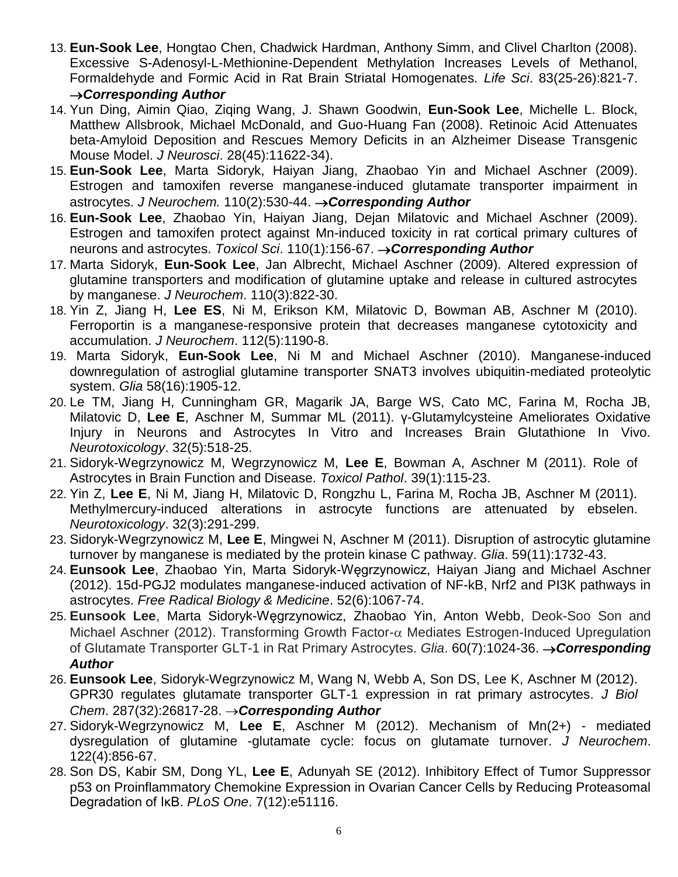13. **Eun-Sook Lee**, Hongtao Chen, Chadwick Hardman, Anthony Simm, and Clivel Charlton (2008). Excessive S-Adenosyl-L-Methionine-Dependent Methylation Increases Levels of Methanol, Formaldehyde and Formic Acid in Rat Brain Striatal Homogenates. *Life Sci*. 83(25-26):821-7. ***→Corresponding Author***
14. Yun Ding, Aimin Qiao, Ziqing Wang, J. Shawn Goodwin, **Eun-Sook Lee**, Michelle L. Block, Matthew Allsbrook, Michael McDonald, and Guo-Huang Fan (2008). Retinoic Acid Attenuates beta-Amyloid Deposition and Rescues Memory Deficits in an Alzheimer Disease Transgenic Mouse Model. *J Neurosci*. 28(45):11622-34).
15. **Eun-Sook Lee**, Marta Sidoryk, Haiyan Jiang, Zhaobao Yin and Michael Aschner (2009). Estrogen and tamoxifen reverse manganese-induced glutamate transporter impairment in astrocytes. *J Neurochem.* 110(2):530-44. ***→Corresponding Author***
16. **Eun-Sook Lee**, Zhaobao Yin, Haiyan Jiang, Dejan Milatovic and Michael Aschner (2009). Estrogen and tamoxifen protect against Mn-induced toxicity in rat cortical primary cultures of neurons and astrocytes. *Toxicol Sci*. 110(1):156-67. ***→Corresponding Author***
17. Marta Sidoryk, **Eun-Sook Lee**, Jan Albrecht, Michael Aschner (2009). Altered expression of glutamine transporters and modification of glutamine uptake and release in cultured astrocytes by manganese. *J Neurochem*. 110(3):822-30.
18. Yin Z, Jiang H, **Lee ES**, Ni M, Erikson KM, Milatovic D, Bowman AB, Aschner M (2010). Ferroportin is a manganese-responsive protein that decreases manganese cytotoxicity and accumulation. *J Neurochem*. 112(5):1190-8.
19. Marta Sidoryk, **Eun-Sook Lee**, Ni M and Michael Aschner (2010). Manganese-induced downregulation of astroglial glutamine transporter SNAT3 involves ubiquitin-mediated proteolytic system. *Glia* 58(16):1905-12.
20. Le TM, Jiang H, Cunningham GR, Magarik JA, Barge WS, Cato MC, Farina M, Rocha JB, Milatovic D, **Lee E**, Aschner M, Summar ML (2011). γ-Glutamylcysteine Ameliorates Oxidative Injury in Neurons and Astrocytes In Vitro and Increases Brain Glutathione In Vivo. *Neurotoxicology*. 32(5):518-25.
21. Sidoryk-Wegrzynowicz M, Wegrzynowicz M, **Lee E**, Bowman A, Aschner M (2011). Role of Astrocytes in Brain Function and Disease. *Toxicol Pathol*. 39(1):115-23.
22. Yin Z, **Lee E**, Ni M, Jiang H, Milatovic D, Rongzhu L, Farina M, Rocha JB, Aschner M (2011). Methylmercury-induced alterations in astrocyte functions are attenuated by ebselen. *Neurotoxicology*. 32(3):291-299.
23. Sidoryk-Wegrzynowicz M, **Lee E**, Mingwei N, Aschner M (2011). Disruption of astrocytic glutamine turnover by manganese is mediated by the protein kinase C pathway. *Glia*. 59(11):1732-43.
24. **Eunsook Lee**, Zhaobao Yin, Marta Sidoryk-Węgrzynowicz, Haiyan Jiang and Michael Aschner (2012). 15d-PGJ2 modulates manganese-induced activation of NF-kB, Nrf2 and PI3K pathways in astrocytes. *Free Radical Biology & Medicine*. 52(6):1067-74.
25. **Eunsook Lee**, Marta Sidoryk-Węgrzynowicz, Zhaobao Yin, Anton Webb, Deok-Soo Son and Michael Aschner (2012). Transforming Growth Factor-α Mediates Estrogen-Induced Upregulation of Glutamate Transporter GLT-1 in Rat Primary Astrocytes. *Glia*. 60(7):1024-36. ***→Corresponding Author***
26. **Eunsook Lee**, Sidoryk-Wegrzynowicz M, Wang N, Webb A, Son DS, Lee K, Aschner M (2012). GPR30 regulates glutamate transporter GLT-1 expression in rat primary astrocytes. *J Biol Chem*. 287(32):26817-28. ***→Corresponding Author***
27. Sidoryk-Wegrzynowicz M, **Lee E**, Aschner M (2012). Mechanism of Mn(2+) - mediated dysregulation of glutamine -glutamate cycle: focus on glutamate turnover. *J Neurochem*. 122(4):856-67.
28. Son DS, Kabir SM, Dong YL, **Lee E**, Adunyah SE (2012). Inhibitory Effect of Tumor Suppressor p53 on Proinflammatory Chemokine Expression in Ovarian Cancer Cells by Reducing Proteasomal Degradation of IκB. *PLoS One*. 7(12):e51116.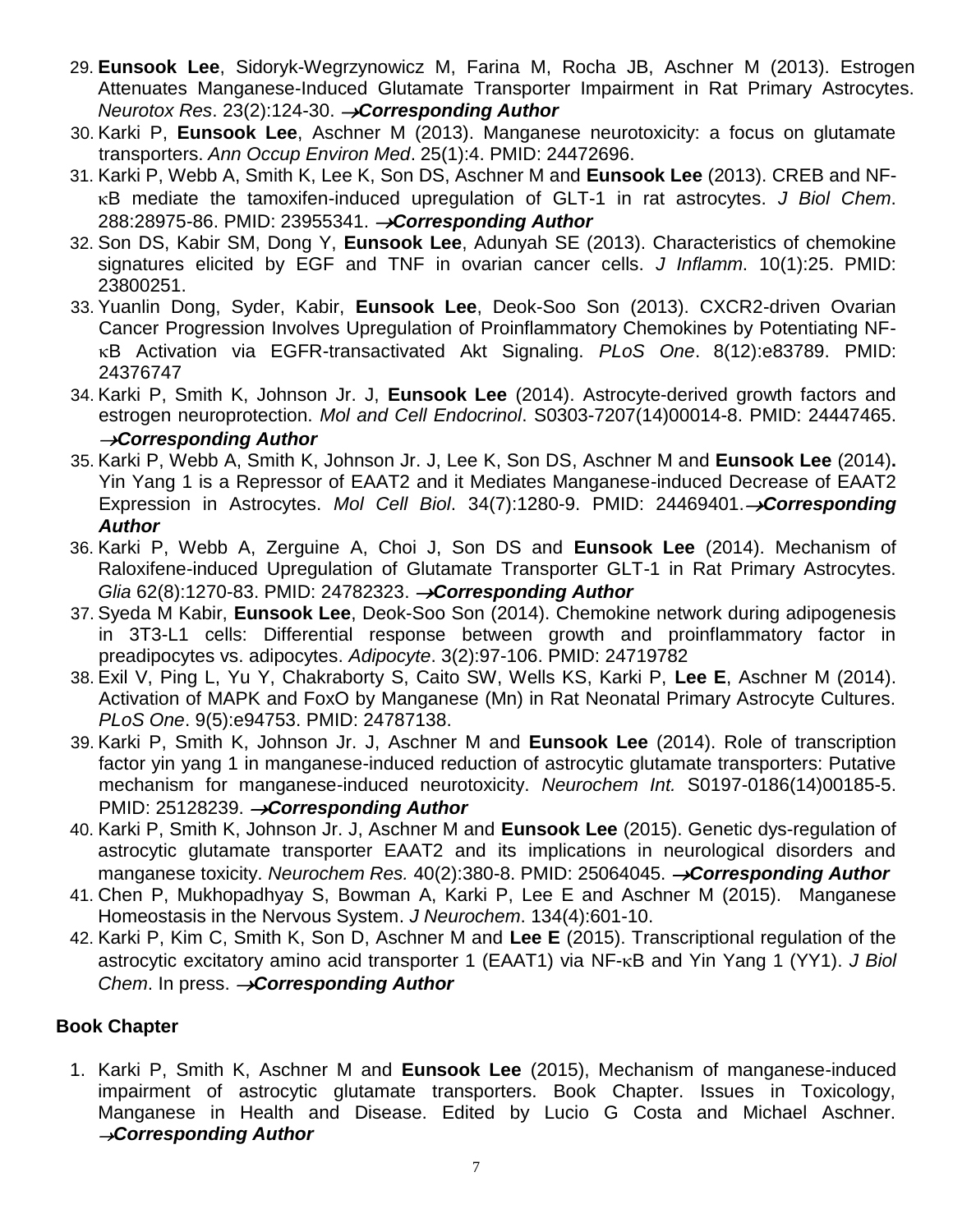29. **Eunsook Lee**, Sidoryk-Wegrzynowicz M, Farina M, Rocha JB, Aschner M (2013). Estrogen Attenuates Manganese-Induced Glutamate Transporter Impairment in Rat Primary Astrocytes. *Neurotox Res*. 23(2):124-30. →***Corresponding Author***
30. Karki P, **Eunsook Lee**, Aschner M (2013). Manganese neurotoxicity: a focus on glutamate transporters. *Ann Occup Environ Med*. 25(1):4. PMID: 24472696.
31. Karki P, Webb A, Smith K, Lee K, Son DS, Aschner M and **Eunsook Lee** (2013). CREB and NF-κB mediate the tamoxifen-induced upregulation of GLT-1 in rat astrocytes. *J Biol Chem*. 288:28975-86. PMID: 23955341. →***Corresponding Author***
32. Son DS, Kabir SM, Dong Y, **Eunsook Lee**, Adunyah SE (2013). Characteristics of chemokine signatures elicited by EGF and TNF in ovarian cancer cells. *J Inflamm*. 10(1):25. PMID: 23800251.
33. Yuanlin Dong, Syder, Kabir, **Eunsook Lee**, Deok-Soo Son (2013). CXCR2-driven Ovarian Cancer Progression Involves Upregulation of Proinflammatory Chemokines by Potentiating NF-κB Activation via EGFR-transactivated Akt Signaling. *PLoS One*. 8(12):e83789. PMID: 24376747
34. Karki P, Smith K, Johnson Jr. J, **Eunsook Lee** (2014). Astrocyte-derived growth factors and estrogen neuroprotection. *Mol and Cell Endocrinol*. S0303-7207(14)00014-8. PMID: 24447465. →***Corresponding Author***
35. Karki P, Webb A, Smith K, Johnson Jr. J, Lee K, Son DS, Aschner M and **Eunsook Lee** (2014)**.** Yin Yang 1 is a Repressor of EAAT2 and it Mediates Manganese-induced Decrease of EAAT2 Expression in Astrocytes. *Mol Cell Biol*. 34(7):1280-9. PMID: 24469401.→***Corresponding Author***
36. Karki P, Webb A, Zerguine A, Choi J, Son DS and **Eunsook Lee** (2014). Mechanism of Raloxifene-induced Upregulation of Glutamate Transporter GLT-1 in Rat Primary Astrocytes. *Glia* 62(8):1270-83. PMID: 24782323. →***Corresponding Author***
37. Syeda M Kabir, **Eunsook Lee**, Deok-Soo Son (2014). Chemokine network during adipogenesis in 3T3-L1 cells: Differential response between growth and proinflammatory factor in preadipocytes vs. adipocytes. *Adipocyte*. 3(2):97-106. PMID: 24719782
38. Exil V, Ping L, Yu Y, Chakraborty S, Caito SW, Wells KS, Karki P, **Lee E**, Aschner M (2014). Activation of MAPK and FoxO by Manganese (Mn) in Rat Neonatal Primary Astrocyte Cultures. *PLoS One*. 9(5):e94753. PMID: 24787138.
39. Karki P, Smith K, Johnson Jr. J, Aschner M and **Eunsook Lee** (2014). Role of transcription factor yin yang 1 in manganese-induced reduction of astrocytic glutamate transporters: Putative mechanism for manganese-induced neurotoxicity. *Neurochem Int.* S0197-0186(14)00185-5. PMID: 25128239. →***Corresponding Author***
40. Karki P, Smith K, Johnson Jr. J, Aschner M and **Eunsook Lee** (2015). Genetic dys-regulation of astrocytic glutamate transporter EAAT2 and its implications in neurological disorders and manganese toxicity. *Neurochem Res.* 40(2):380-8. PMID: 25064045. →***Corresponding Author***
41. Chen P, Mukhopadhyay S, Bowman A, Karki P, Lee E and Aschner M (2015). Manganese Homeostasis in the Nervous System. *J Neurochem*. 134(4):601-10.
42. Karki P, Kim C, Smith K, Son D, Aschner M and **Lee E** (2015). Transcriptional regulation of the astrocytic excitatory amino acid transporter 1 (EAAT1) via NF-κB and Yin Yang 1 (YY1). *J Biol Chem*. In press. →***Corresponding Author***

## Book Chapter

1. Karki P, Smith K, Aschner M and **Eunsook Lee** (2015), Mechanism of manganese-induced impairment of astrocytic glutamate transporters. Book Chapter. Issues in Toxicology, Manganese in Health and Disease. Edited by Lucio G Costa and Michael Aschner. →***Corresponding Author***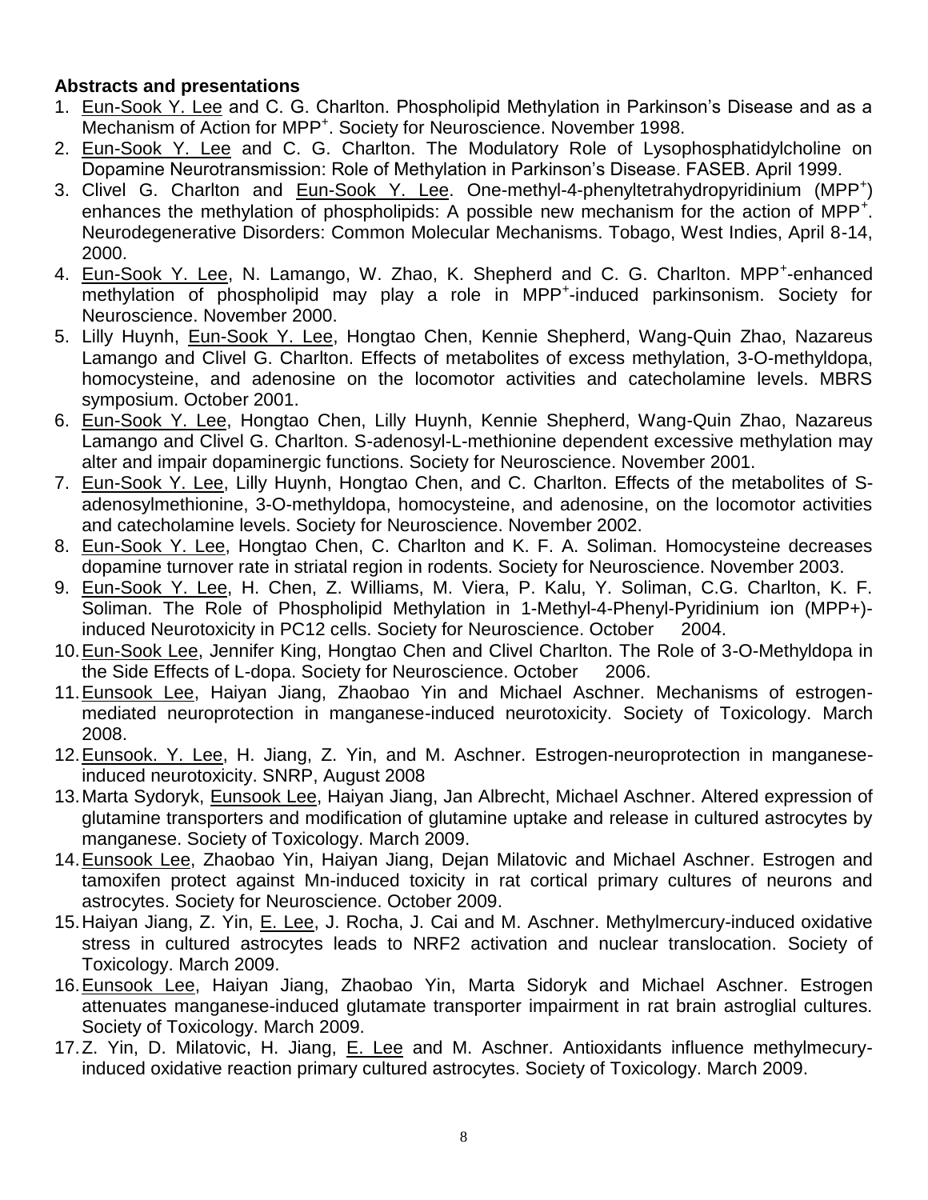**Abstracts and presentations**

1. Eun-Sook Y. Lee and C. G. Charlton. Phospholipid Methylation in Parkinson's Disease and as a Mechanism of Action for $MPP^+$. Society for Neuroscience. November 1998.
2. Eun-Sook Y. Lee and C. G. Charlton. The Modulatory Role of Lysophosphatidylcholine on Dopamine Neurotransmission: Role of Methylation in Parkinson's Disease. FASEB. April 1999.
3. Clivel G. Charlton and Eun-Sook Y. Lee. One-methyl-4-phenyltetrahydropyridinium ($MPP^+$) enhances the methylation of phospholipids: A possible new mechanism for the action of $MPP^+$. Neurodegenerative Disorders: Common Molecular Mechanisms. Tobago, West Indies, April 8-14, 2000.
4. Eun-Sook Y. Lee, N. Lamango, W. Zhao, K. Shepherd and C. G. Charlton. $MPP^+$-enhanced methylation of phospholipid may play a role in $MPP^+$-induced parkinsonism. Society for Neuroscience. November 2000.
5. Lilly Huynh, Eun-Sook Y. Lee, Hongtao Chen, Kennie Shepherd, Wang-Quin Zhao, Nazareus Lamango and Clivel G. Charlton. Effects of metabolites of excess methylation, 3-O-methyldopa, homocysteine, and adenosine on the locomotor activities and catecholamine levels. MBRS symposium. October 2001.
6. Eun-Sook Y. Lee, Hongtao Chen, Lilly Huynh, Kennie Shepherd, Wang-Quin Zhao, Nazareus Lamango and Clivel G. Charlton. S-adenosyl-L-methionine dependent excessive methylation may alter and impair dopaminergic functions. Society for Neuroscience. November 2001.
7. Eun-Sook Y. Lee, Lilly Huynh, Hongtao Chen, and C. Charlton. Effects of the metabolites of S-adenosylmethionine, 3-O-methyldopa, homocysteine, and adenosine, on the locomotor activities and catecholamine levels. Society for Neuroscience. November 2002.
8. Eun-Sook Y. Lee, Hongtao Chen, C. Charlton and K. F. A. Soliman. Homocysteine decreases dopamine turnover rate in striatal region in rodents. Society for Neuroscience. November 2003.
9. Eun-Sook Y. Lee, H. Chen, Z. Williams, M. Viera, P. Kalu, Y. Soliman, C.G. Charlton, K. F. Soliman. The Role of Phospholipid Methylation in 1-Methyl-4-Phenyl-Pyridinium ion (MPP+)-induced Neurotoxicity in PC12 cells. Society for Neuroscience. October 2004.
10. Eun-Sook Lee, Jennifer King, Hongtao Chen and Clivel Charlton. The Role of 3-O-Methyldopa in the Side Effects of L-dopa. Society for Neuroscience. October 2006.
11. Eunsook Lee, Haiyan Jiang, Zhaobao Yin and Michael Aschner. Mechanisms of estrogen-mediated neuroprotection in manganese-induced neurotoxicity. Society of Toxicology. March 2008.
12. Eunsook. Y. Lee, H. Jiang, Z. Yin, and M. Aschner. Estrogen-neuroprotection in manganese-induced neurotoxicity. SNRP, August 2008
13. Marta Sydoryk, Eunsook Lee, Haiyan Jiang, Jan Albrecht, Michael Aschner. Altered expression of glutamine transporters and modification of glutamine uptake and release in cultured astrocytes by manganese. Society of Toxicology. March 2009.
14. Eunsook Lee, Zhaobao Yin, Haiyan Jiang, Dejan Milatovic and Michael Aschner. Estrogen and tamoxifen protect against Mn-induced toxicity in rat cortical primary cultures of neurons and astrocytes. Society for Neuroscience. October 2009.
15. Haiyan Jiang, Z. Yin, E. Lee, J. Rocha, J. Cai and M. Aschner. Methylmercury-induced oxidative stress in cultured astrocytes leads to NRF2 activation and nuclear translocation. Society of Toxicology. March 2009.
16. Eunsook Lee, Haiyan Jiang, Zhaobao Yin, Marta Sidoryk and Michael Aschner. Estrogen attenuates manganese-induced glutamate transporter impairment in rat brain astroglial cultures. Society of Toxicology. March 2009.
17. Z. Yin, D. Milatovic, H. Jiang, E. Lee and M. Aschner. Antioxidants influence methylmecury-induced oxidative reaction primary cultured astrocytes. Society of Toxicology. March 2009.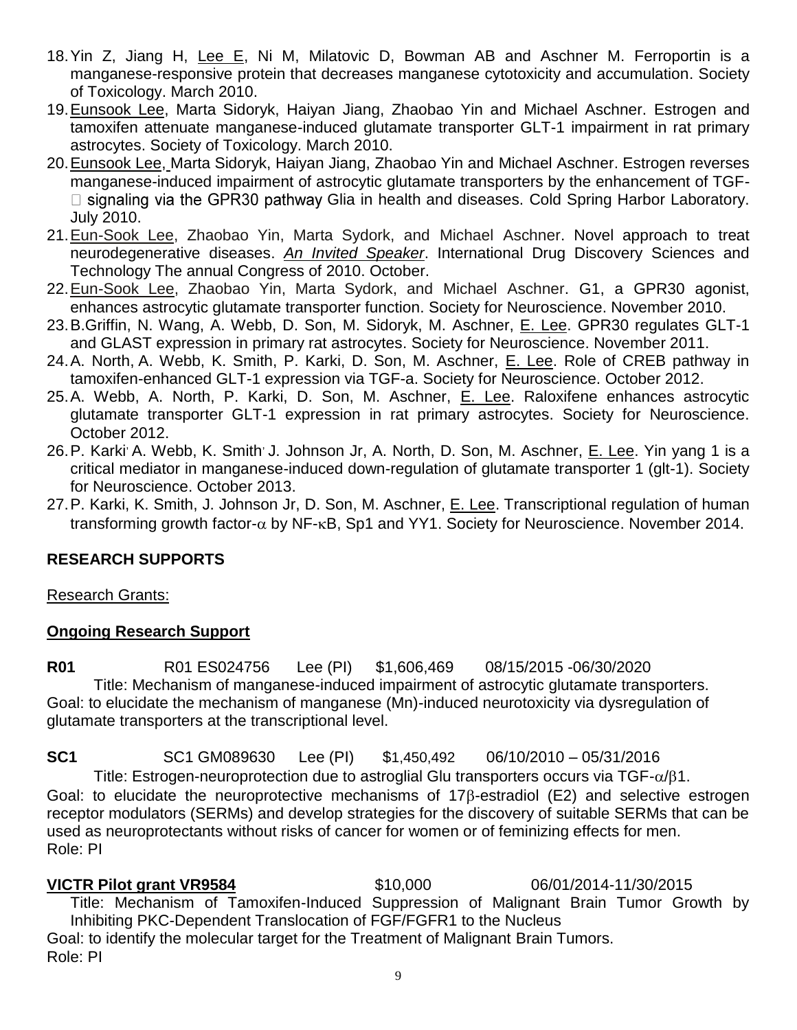18. Yin Z, Jiang H, Lee E, Ni M, Milatovic D, Bowman AB and Aschner M. Ferroportin is a manganese-responsive protein that decreases manganese cytotoxicity and accumulation. Society of Toxicology. March 2010.
19. Eunsook Lee, Marta Sidoryk, Haiyan Jiang, Zhaobao Yin and Michael Aschner. Estrogen and tamoxifen attenuate manganese-induced glutamate transporter GLT-1 impairment in rat primary astrocytes. Society of Toxicology. March 2010.
20. Eunsook Lee, Marta Sidoryk, Haiyan Jiang, Zhaobao Yin and Michael Aschner. Estrogen reverses manganese-induced impairment of astrocytic glutamate transporters by the enhancement of TGF-□ signaling via the GPR30 pathway Glia in health and diseases. Cold Spring Harbor Laboratory. July 2010.
21. Eun-Sook Lee, Zhaobao Yin, Marta Sydork, and Michael Aschner. Novel approach to treat neurodegenerative diseases. ***An Invited Speaker***. International Drug Discovery Sciences and Technology The annual Congress of 2010. October.
22. Eun-Sook Lee, Zhaobao Yin, Marta Sydork, and Michael Aschner. G1, a GPR30 agonist, enhances astrocytic glutamate transporter function. Society for Neuroscience. November 2010.
23. B.Griffin, N. Wang, A. Webb, D. Son, M. Sidoryk, M. Aschner, E. Lee. GPR30 regulates GLT-1 and GLAST expression in primary rat astrocytes. Society for Neuroscience. November 2011.
24. A. North, A. Webb, K. Smith, P. Karki, D. Son, M. Aschner, E. Lee. Role of CREB pathway in tamoxifen-enhanced GLT-1 expression via TGF-a. Society for Neuroscience. October 2012.
25. A. Webb, A. North, P. Karki, D. Son, M. Aschner, E. Lee. Raloxifene enhances astrocytic glutamate transporter GLT-1 expression in rat primary astrocytes. Society for Neuroscience. October 2012.
26. P. Karki, A. Webb, K. Smith, J. Johnson Jr, A. North, D. Son, M. Aschner, E. Lee. Yin yang 1 is a critical mediator in manganese-induced down-regulation of glutamate transporter 1 (glt-1). Society for Neuroscience. October 2013.
27. P. Karki, K. Smith, J. Johnson Jr, D. Son, M. Aschner, E. Lee. Transcriptional regulation of human transforming growth factor-$\alpha$ by NF-$\kappa$B, Sp1 and YY1. Society for Neuroscience. November 2014.

## RESEARCH SUPPORTS

Research Grants:

### Ongoing Research Support

**R01** R01 ES024756 Lee (PI) $1,606,469 08/15/2015 -06/30/2020

Title: Mechanism of manganese-induced impairment of astrocytic glutamate transporters.
Goal: to elucidate the mechanism of manganese (Mn)-induced neurotoxicity via dysregulation of glutamate transporters at the transcriptional level.

**SC1** SC1 GM089630 Lee (PI) $1,450,492 06/10/2010 – 05/31/2016

Title: Estrogen-neuroprotection due to astroglial Glu transporters occurs via TGF-$\alpha$/$\beta$1.
Goal: to elucidate the neuroprotective mechanisms of 17$\beta$-estradiol (E2) and selective estrogen receptor modulators (SERMs) and develop strategies for the discovery of suitable SERMs that can be used as neuroprotectants without risks of cancer for women or of feminizing effects for men.
Role: PI

**VICTR Pilot grant VR9584** $10,000 06/01/2014-11/30/2015

Title: Mechanism of Tamoxifen-Induced Suppression of Malignant Brain Tumor Growth by Inhibiting PKC-Dependent Translocation of FGF/FGFR1 to the Nucleus
Goal: to identify the molecular target for the Treatment of Malignant Brain Tumors.
Role: PI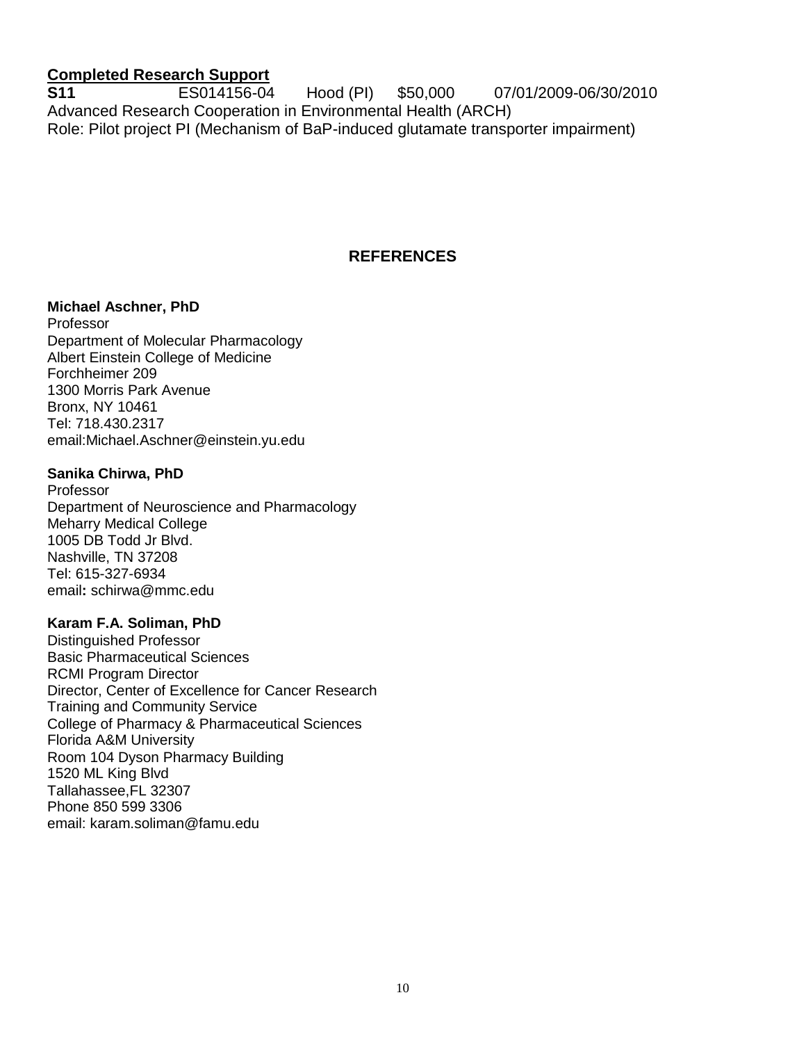**Completed Research Support**

**S11** ES014156-04 Hood (PI) $50,000 07/01/2009-06/30/2010
Advanced Research Cooperation in Environmental Health (ARCH)
Role: Pilot project PI (Mechanism of BaP-induced glutamate transporter impairment)

## REFERENCES

**Michael Aschner, PhD**
Professor
Department of Molecular Pharmacology
Albert Einstein College of Medicine
Forchheimer 209
1300 Morris Park Avenue
Bronx, NY 10461
Tel: 718.430.2317
email:Michael.Aschner@einstein.yu.edu

**Sanika Chirwa, PhD**
Professor
Department of Neuroscience and Pharmacology
Meharry Medical College
1005 DB Todd Jr Blvd.
Nashville, TN 37208
Tel: 615-327-6934
email**:** schirwa@mmc.edu

**Karam F.A. Soliman, PhD**
Distinguished Professor
Basic Pharmaceutical Sciences
RCMI Program Director
Director, Center of Excellence for Cancer Research
Training and Community Service
College of Pharmacy & Pharmaceutical Sciences
Florida A&M University
Room 104 Dyson Pharmacy Building
1520 ML King Blvd
Tallahassee,FL 32307
Phone 850 599 3306
email: karam.soliman@famu.edu